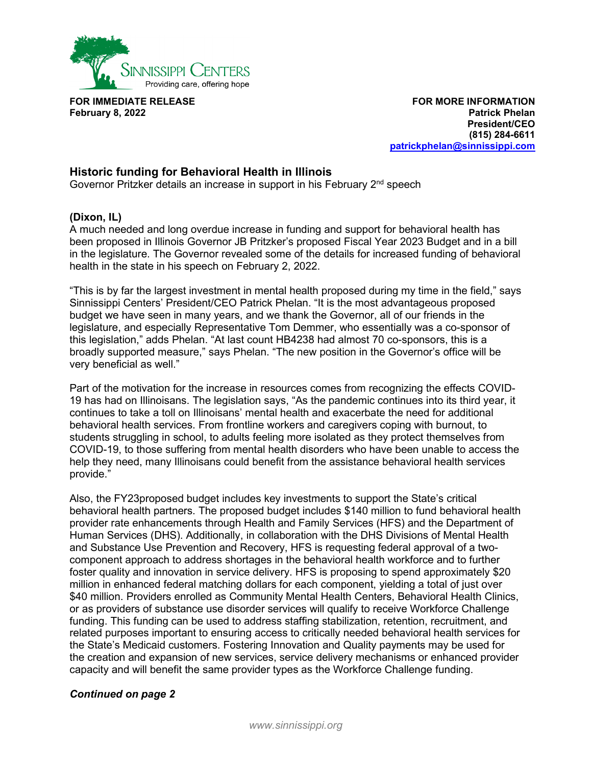Sinnissippi Centers
Providing care, offering hope

**FOR IMMEDIATE RELEASE**
**February 8, 2022**

**FOR MORE INFORMATION**
**Patrick Phelan**
**President/CEO**
**(815) 284-6611**
**patrickphelan@sinnissippi.com**

## Historic funding for Behavioral Health in Illinois

Governor Pritzker details an increase in support in his February 2nd speech

**(Dixon, IL)**
A much needed and long overdue increase in funding and support for behavioral health has been proposed in Illinois Governor JB Pritzker's proposed Fiscal Year 2023 Budget and in a bill in the legislature. The Governor revealed some of the details for increased funding of behavioral health in the state in his speech on February 2, 2022.

"This is by far the largest investment in mental health proposed during my time in the field," says Sinnissippi Centers' President/CEO Patrick Phelan. "It is the most advantageous proposed budget we have seen in many years, and we thank the Governor, all of our friends in the legislature, and especially Representative Tom Demmer, who essentially was a co-sponsor of this legislation," adds Phelan. "At last count HB4238 had almost 70 co-sponsors, this is a broadly supported measure," says Phelan. "The new position in the Governor's office will be very beneficial as well."

Part of the motivation for the increase in resources comes from recognizing the effects COVID-19 has had on Illinoisans. The legislation says, "As the pandemic continues into its third year, it continues to take a toll on Illinoisans' mental health and exacerbate the need for additional behavioral health services. From frontline workers and caregivers coping with burnout, to students struggling in school, to adults feeling more isolated as they protect themselves from COVID-19, to those suffering from mental health disorders who have been unable to access the help they need, many Illinoisans could benefit from the assistance behavioral health services provide."

Also, the FY23proposed budget includes key investments to support the State's critical behavioral health partners. The proposed budget includes $140 million to fund behavioral health provider rate enhancements through Health and Family Services (HFS) and the Department of Human Services (DHS). Additionally, in collaboration with the DHS Divisions of Mental Health and Substance Use Prevention and Recovery, HFS is requesting federal approval of a two-component approach to address shortages in the behavioral health workforce and to further foster quality and innovation in service delivery. HFS is proposing to spend approximately $20 million in enhanced federal matching dollars for each component, yielding a total of just over $40 million. Providers enrolled as Community Mental Health Centers, Behavioral Health Clinics, or as providers of substance use disorder services will qualify to receive Workforce Challenge funding. This funding can be used to address staffing stabilization, retention, recruitment, and related purposes important to ensuring access to critically needed behavioral health services for the State's Medicaid customers. Fostering Innovation and Quality payments may be used for the creation and expansion of new services, service delivery mechanisms or enhanced provider capacity and will benefit the same provider types as the Workforce Challenge funding.

***Continued on page 2***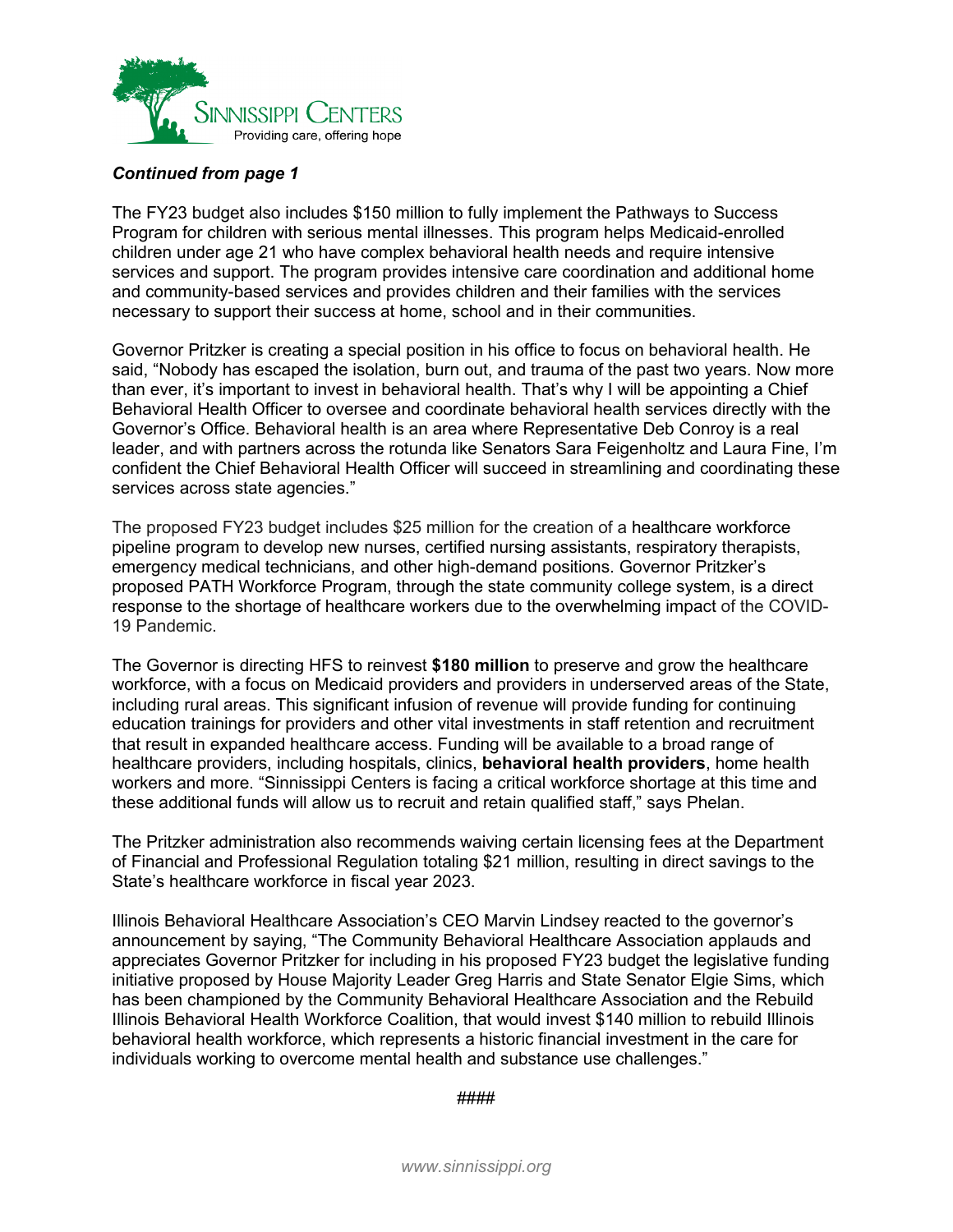*Continued from page 1*

The FY23 budget also includes $150 million to fully implement the Pathways to Success Program for children with serious mental illnesses. This program helps Medicaid-enrolled children under age 21 who have complex behavioral health needs and require intensive services and support. The program provides intensive care coordination and additional home and community-based services and provides children and their families with the services necessary to support their success at home, school and in their communities.

Governor Pritzker is creating a special position in his office to focus on behavioral health. He said, "Nobody has escaped the isolation, burn out, and trauma of the past two years. Now more than ever, it's important to invest in behavioral health. That's why I will be appointing a Chief Behavioral Health Officer to oversee and coordinate behavioral health services directly with the Governor's Office. Behavioral health is an area where Representative Deb Conroy is a real leader, and with partners across the rotunda like Senators Sara Feigenholtz and Laura Fine, I'm confident the Chief Behavioral Health Officer will succeed in streamlining and coordinating these services across state agencies."

The proposed FY23 budget includes $25 million for the creation of a healthcare workforce pipeline program to develop new nurses, certified nursing assistants, respiratory therapists, emergency medical technicians, and other high-demand positions. Governor Pritzker's proposed PATH Workforce Program, through the state community college system, is a direct response to the shortage of healthcare workers due to the overwhelming impact of the COVID-19 Pandemic.

The Governor is directing HFS to reinvest **$180 million** to preserve and grow the healthcare workforce, with a focus on Medicaid providers and providers in underserved areas of the State, including rural areas. This significant infusion of revenue will provide funding for continuing education trainings for providers and other vital investments in staff retention and recruitment that result in expanded healthcare access. Funding will be available to a broad range of healthcare providers, including hospitals, clinics, **behavioral health providers**, home health workers and more. "Sinnissippi Centers is facing a critical workforce shortage at this time and these additional funds will allow us to recruit and retain qualified staff," says Phelan.

The Pritzker administration also recommends waiving certain licensing fees at the Department of Financial and Professional Regulation totaling $21 million, resulting in direct savings to the State's healthcare workforce in fiscal year 2023.

Illinois Behavioral Healthcare Association's CEO Marvin Lindsey reacted to the governor's announcement by saying, "The Community Behavioral Healthcare Association applauds and appreciates Governor Pritzker for including in his proposed FY23 budget the legislative funding initiative proposed by House Majority Leader Greg Harris and State Senator Elgie Sims, which has been championed by the Community Behavioral Healthcare Association and the Rebuild Illinois Behavioral Health Workforce Coalition, that would invest $140 million to rebuild Illinois behavioral health workforce, which represents a historic financial investment in the care for individuals working to overcome mental health and substance use challenges."

####